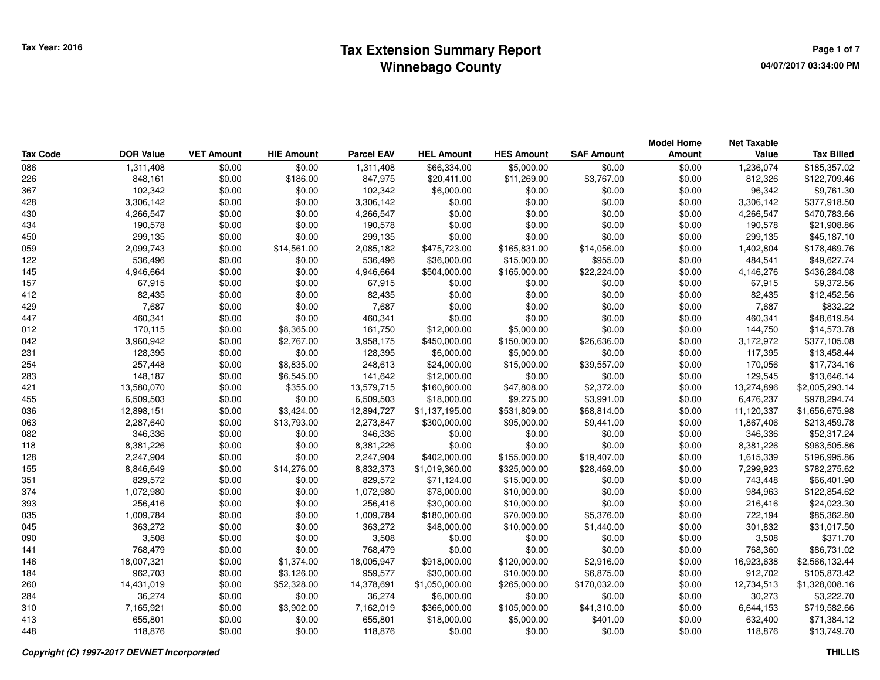# Tax Extension Summary Report
## Winnebago County

Tax Year: 2016

04/07/2017 03:34:00 PM

| Tax Code | DOR Value | VET Amount | HIE Amount | Parcel EAV | HEL Amount | HES Amount | SAF Amount | Model Home Amount | Net Taxable Value | Tax Billed |
|---|---|---|---|---|---|---|---|---|---|---|
| 086 | 1,311,408 | $0.00 | $0.00 | 1,311,408 | $66,334.00 | $5,000.00 | $0.00 | $0.00 | 1,236,074 | $185,357.02 |
| 226 | 848,161 | $0.00 | $186.00 | 847,975 | $20,411.00 | $11,269.00 | $3,767.00 | $0.00 | 812,326 | $122,709.46 |
| 367 | 102,342 | $0.00 | $0.00 | 102,342 | $6,000.00 | $0.00 | $0.00 | $0.00 | 96,342 | $9,761.30 |
| 428 | 3,306,142 | $0.00 | $0.00 | 3,306,142 | $0.00 | $0.00 | $0.00 | $0.00 | 3,306,142 | $377,918.50 |
| 430 | 4,266,547 | $0.00 | $0.00 | 4,266,547 | $0.00 | $0.00 | $0.00 | $0.00 | 4,266,547 | $470,783.66 |
| 434 | 190,578 | $0.00 | $0.00 | 190,578 | $0.00 | $0.00 | $0.00 | $0.00 | 190,578 | $21,908.86 |
| 450 | 299,135 | $0.00 | $0.00 | 299,135 | $0.00 | $0.00 | $0.00 | $0.00 | 299,135 | $45,187.10 |
| 059 | 2,099,743 | $0.00 | $14,561.00 | 2,085,182 | $475,723.00 | $165,831.00 | $14,056.00 | $0.00 | 1,402,804 | $178,469.76 |
| 122 | 536,496 | $0.00 | $0.00 | 536,496 | $36,000.00 | $15,000.00 | $955.00 | $0.00 | 484,541 | $49,627.74 |
| 145 | 4,946,664 | $0.00 | $0.00 | 4,946,664 | $504,000.00 | $165,000.00 | $22,224.00 | $0.00 | 4,146,276 | $436,284.08 |
| 157 | 67,915 | $0.00 | $0.00 | 67,915 | $0.00 | $0.00 | $0.00 | $0.00 | 67,915 | $9,372.56 |
| 412 | 82,435 | $0.00 | $0.00 | 82,435 | $0.00 | $0.00 | $0.00 | $0.00 | 82,435 | $12,452.56 |
| 429 | 7,687 | $0.00 | $0.00 | 7,687 | $0.00 | $0.00 | $0.00 | $0.00 | 7,687 | $832.22 |
| 447 | 460,341 | $0.00 | $0.00 | 460,341 | $0.00 | $0.00 | $0.00 | $0.00 | 460,341 | $48,619.84 |
| 012 | 170,115 | $0.00 | $8,365.00 | 161,750 | $12,000.00 | $5,000.00 | $0.00 | $0.00 | 144,750 | $14,573.78 |
| 042 | 3,960,942 | $0.00 | $2,767.00 | 3,958,175 | $450,000.00 | $150,000.00 | $26,636.00 | $0.00 | 3,172,972 | $377,105.08 |
| 231 | 128,395 | $0.00 | $0.00 | 128,395 | $6,000.00 | $5,000.00 | $0.00 | $0.00 | 117,395 | $13,458.44 |
| 254 | 257,448 | $0.00 | $8,835.00 | 248,613 | $24,000.00 | $15,000.00 | $39,557.00 | $0.00 | 170,056 | $17,734.16 |
| 283 | 148,187 | $0.00 | $6,545.00 | 141,642 | $12,000.00 | $0.00 | $0.00 | $0.00 | 129,545 | $13,646.14 |
| 421 | 13,580,070 | $0.00 | $355.00 | 13,579,715 | $160,800.00 | $47,808.00 | $2,372.00 | $0.00 | 13,274,896 | $2,005,293.14 |
| 455 | 6,509,503 | $0.00 | $0.00 | 6,509,503 | $18,000.00 | $9,275.00 | $3,991.00 | $0.00 | 6,476,237 | $978,294.74 |
| 036 | 12,898,151 | $0.00 | $3,424.00 | 12,894,727 | $1,137,195.00 | $531,809.00 | $68,814.00 | $0.00 | 11,120,337 | $1,656,675.98 |
| 063 | 2,287,640 | $0.00 | $13,793.00 | 2,273,847 | $300,000.00 | $95,000.00 | $9,441.00 | $0.00 | 1,867,406 | $213,459.78 |
| 082 | 346,336 | $0.00 | $0.00 | 346,336 | $0.00 | $0.00 | $0.00 | $0.00 | 346,336 | $52,317.24 |
| 118 | 8,381,226 | $0.00 | $0.00 | 8,381,226 | $0.00 | $0.00 | $0.00 | $0.00 | 8,381,226 | $963,505.86 |
| 128 | 2,247,904 | $0.00 | $0.00 | 2,247,904 | $402,000.00 | $155,000.00 | $19,407.00 | $0.00 | 1,615,339 | $196,995.86 |
| 155 | 8,846,649 | $0.00 | $14,276.00 | 8,832,373 | $1,019,360.00 | $325,000.00 | $28,469.00 | $0.00 | 7,299,923 | $782,275.62 |
| 351 | 829,572 | $0.00 | $0.00 | 829,572 | $71,124.00 | $15,000.00 | $0.00 | $0.00 | 743,448 | $66,401.90 |
| 374 | 1,072,980 | $0.00 | $0.00 | 1,072,980 | $78,000.00 | $10,000.00 | $0.00 | $0.00 | 984,963 | $122,854.62 |
| 393 | 256,416 | $0.00 | $0.00 | 256,416 | $30,000.00 | $10,000.00 | $0.00 | $0.00 | 216,416 | $24,023.30 |
| 035 | 1,009,784 | $0.00 | $0.00 | 1,009,784 | $180,000.00 | $70,000.00 | $5,376.00 | $0.00 | 722,194 | $85,362.80 |
| 045 | 363,272 | $0.00 | $0.00 | 363,272 | $48,000.00 | $10,000.00 | $1,440.00 | $0.00 | 301,832 | $31,017.50 |
| 090 | 3,508 | $0.00 | $0.00 | 3,508 | $0.00 | $0.00 | $0.00 | $0.00 | 3,508 | $371.70 |
| 141 | 768,479 | $0.00 | $0.00 | 768,479 | $0.00 | $0.00 | $0.00 | $0.00 | 768,360 | $86,731.02 |
| 146 | 18,007,321 | $0.00 | $1,374.00 | 18,005,947 | $918,000.00 | $120,000.00 | $2,916.00 | $0.00 | 16,923,638 | $2,566,132.44 |
| 184 | 962,703 | $0.00 | $3,126.00 | 959,577 | $30,000.00 | $10,000.00 | $6,875.00 | $0.00 | 912,702 | $105,873.42 |
| 260 | 14,431,019 | $0.00 | $52,328.00 | 14,378,691 | $1,050,000.00 | $265,000.00 | $170,032.00 | $0.00 | 12,734,513 | $1,328,008.16 |
| 284 | 36,274 | $0.00 | $0.00 | 36,274 | $6,000.00 | $0.00 | $0.00 | $0.00 | 30,273 | $3,222.70 |
| 310 | 7,165,921 | $0.00 | $3,902.00 | 7,162,019 | $366,000.00 | $105,000.00 | $41,310.00 | $0.00 | 6,644,153 | $719,582.66 |
| 413 | 655,801 | $0.00 | $0.00 | 655,801 | $18,000.00 | $5,000.00 | $401.00 | $0.00 | 632,400 | $71,384.12 |
| 448 | 118,876 | $0.00 | $0.00 | 118,876 | $0.00 | $0.00 | $0.00 | $0.00 | 118,876 | $13,749.70 |

*Copyright (C) 1997-2017 DEVNET Incorporated*

THILLIS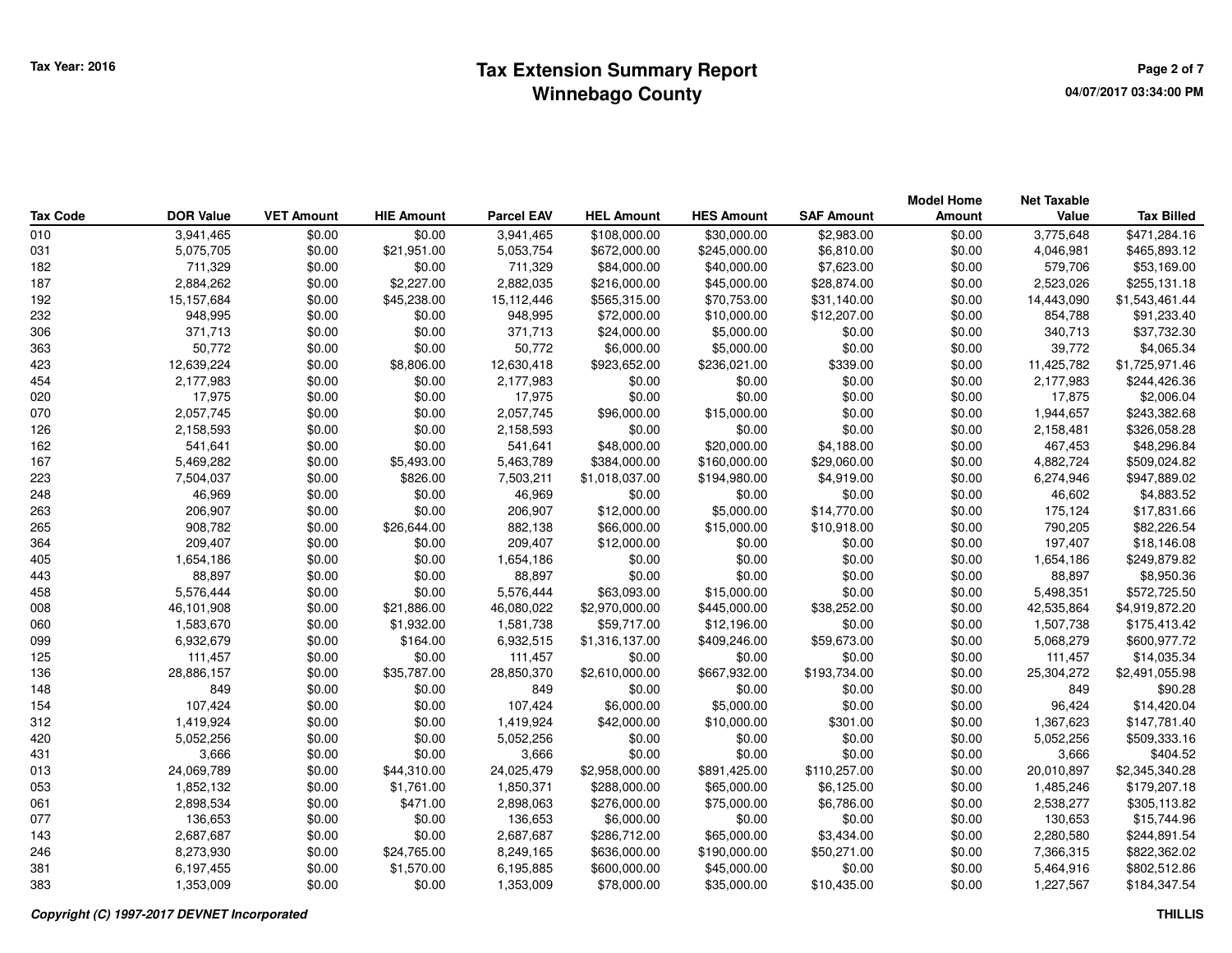# Tax Extension Summary Report
## Winnebago County

Tax Year: 2016

04/07/2017 03:34:00 PM

| Tax Code | DOR Value | VET Amount | HIE Amount | Parcel EAV | HEL Amount | HES Amount | SAF Amount | Model Home Amount | Net Taxable Value | Tax Billed |
|---|---|---|---|---|---|---|---|---|---|---|
| 010 | 3,941,465 | $0.00 | $0.00 | 3,941,465 | $108,000.00 | $30,000.00 | $2,983.00 | $0.00 | 3,775,648 | $471,284.16 |
| 031 | 5,075,705 | $0.00 | $21,951.00 | 5,053,754 | $672,000.00 | $245,000.00 | $6,810.00 | $0.00 | 4,046,981 | $465,893.12 |
| 182 | 711,329 | $0.00 | $0.00 | 711,329 | $84,000.00 | $40,000.00 | $7,623.00 | $0.00 | 579,706 | $53,169.00 |
| 187 | 2,884,262 | $0.00 | $2,227.00 | 2,882,035 | $216,000.00 | $45,000.00 | $28,874.00 | $0.00 | 2,523,026 | $255,131.18 |
| 192 | 15,157,684 | $0.00 | $45,238.00 | 15,112,446 | $565,315.00 | $70,753.00 | $31,140.00 | $0.00 | 14,443,090 | $1,543,461.44 |
| 232 | 948,995 | $0.00 | $0.00 | 948,995 | $72,000.00 | $10,000.00 | $12,207.00 | $0.00 | 854,788 | $91,233.40 |
| 306 | 371,713 | $0.00 | $0.00 | 371,713 | $24,000.00 | $5,000.00 | $0.00 | $0.00 | 340,713 | $37,732.30 |
| 363 | 50,772 | $0.00 | $0.00 | 50,772 | $6,000.00 | $5,000.00 | $0.00 | $0.00 | 39,772 | $4,065.34 |
| 423 | 12,639,224 | $0.00 | $8,806.00 | 12,630,418 | $923,652.00 | $236,021.00 | $339.00 | $0.00 | 11,425,782 | $1,725,971.46 |
| 454 | 2,177,983 | $0.00 | $0.00 | 2,177,983 | $0.00 | $0.00 | $0.00 | $0.00 | 2,177,983 | $244,426.36 |
| 020 | 17,975 | $0.00 | $0.00 | 17,975 | $0.00 | $0.00 | $0.00 | $0.00 | 17,875 | $2,006.04 |
| 070 | 2,057,745 | $0.00 | $0.00 | 2,057,745 | $96,000.00 | $15,000.00 | $0.00 | $0.00 | 1,944,657 | $243,382.68 |
| 126 | 2,158,593 | $0.00 | $0.00 | 2,158,593 | $0.00 | $0.00 | $0.00 | $0.00 | 2,158,481 | $326,058.28 |
| 162 | 541,641 | $0.00 | $0.00 | 541,641 | $48,000.00 | $20,000.00 | $4,188.00 | $0.00 | 467,453 | $48,296.84 |
| 167 | 5,469,282 | $0.00 | $5,493.00 | 5,463,789 | $384,000.00 | $160,000.00 | $29,060.00 | $0.00 | 4,882,724 | $509,024.82 |
| 223 | 7,504,037 | $0.00 | $826.00 | 7,503,211 | $1,018,037.00 | $194,980.00 | $4,919.00 | $0.00 | 6,274,946 | $947,889.02 |
| 248 | 46,969 | $0.00 | $0.00 | 46,969 | $0.00 | $0.00 | $0.00 | $0.00 | 46,602 | $4,883.52 |
| 263 | 206,907 | $0.00 | $0.00 | 206,907 | $12,000.00 | $5,000.00 | $14,770.00 | $0.00 | 175,124 | $17,831.66 |
| 265 | 908,782 | $0.00 | $26,644.00 | 882,138 | $66,000.00 | $15,000.00 | $10,918.00 | $0.00 | 790,205 | $82,226.54 |
| 364 | 209,407 | $0.00 | $0.00 | 209,407 | $12,000.00 | $0.00 | $0.00 | $0.00 | 197,407 | $18,146.08 |
| 405 | 1,654,186 | $0.00 | $0.00 | 1,654,186 | $0.00 | $0.00 | $0.00 | $0.00 | 1,654,186 | $249,879.82 |
| 443 | 88,897 | $0.00 | $0.00 | 88,897 | $0.00 | $0.00 | $0.00 | $0.00 | 88,897 | $8,950.36 |
| 458 | 5,576,444 | $0.00 | $0.00 | 5,576,444 | $63,093.00 | $15,000.00 | $0.00 | $0.00 | 5,498,351 | $572,725.50 |
| 008 | 46,101,908 | $0.00 | $21,886.00 | 46,080,022 | $2,970,000.00 | $445,000.00 | $38,252.00 | $0.00 | 42,535,864 | $4,919,872.20 |
| 060 | 1,583,670 | $0.00 | $1,932.00 | 1,581,738 | $59,717.00 | $12,196.00 | $0.00 | $0.00 | 1,507,738 | $175,413.42 |
| 099 | 6,932,679 | $0.00 | $164.00 | 6,932,515 | $1,316,137.00 | $409,246.00 | $59,673.00 | $0.00 | 5,068,279 | $600,977.72 |
| 125 | 111,457 | $0.00 | $0.00 | 111,457 | $0.00 | $0.00 | $0.00 | $0.00 | 111,457 | $14,035.34 |
| 136 | 28,886,157 | $0.00 | $35,787.00 | 28,850,370 | $2,610,000.00 | $667,932.00 | $193,734.00 | $0.00 | 25,304,272 | $2,491,055.98 |
| 148 | 849 | $0.00 | $0.00 | 849 | $0.00 | $0.00 | $0.00 | $0.00 | 849 | $90.28 |
| 154 | 107,424 | $0.00 | $0.00 | 107,424 | $6,000.00 | $5,000.00 | $0.00 | $0.00 | 96,424 | $14,420.04 |
| 312 | 1,419,924 | $0.00 | $0.00 | 1,419,924 | $42,000.00 | $10,000.00 | $301.00 | $0.00 | 1,367,623 | $147,781.40 |
| 420 | 5,052,256 | $0.00 | $0.00 | 5,052,256 | $0.00 | $0.00 | $0.00 | $0.00 | 5,052,256 | $509,333.16 |
| 431 | 3,666 | $0.00 | $0.00 | 3,666 | $0.00 | $0.00 | $0.00 | $0.00 | 3,666 | $404.52 |
| 013 | 24,069,789 | $0.00 | $44,310.00 | 24,025,479 | $2,958,000.00 | $891,425.00 | $110,257.00 | $0.00 | 20,010,897 | $2,345,340.28 |
| 053 | 1,852,132 | $0.00 | $1,761.00 | 1,850,371 | $288,000.00 | $65,000.00 | $6,125.00 | $0.00 | 1,485,246 | $179,207.18 |
| 061 | 2,898,534 | $0.00 | $471.00 | 2,898,063 | $276,000.00 | $75,000.00 | $6,786.00 | $0.00 | 2,538,277 | $305,113.82 |
| 077 | 136,653 | $0.00 | $0.00 | 136,653 | $6,000.00 | $0.00 | $0.00 | $0.00 | 130,653 | $15,744.96 |
| 143 | 2,687,687 | $0.00 | $0.00 | 2,687,687 | $286,712.00 | $65,000.00 | $3,434.00 | $0.00 | 2,280,580 | $244,891.54 |
| 246 | 8,273,930 | $0.00 | $24,765.00 | 8,249,165 | $636,000.00 | $190,000.00 | $50,271.00 | $0.00 | 7,366,315 | $822,362.02 |
| 381 | 6,197,455 | $0.00 | $1,570.00 | 6,195,885 | $600,000.00 | $45,000.00 | $0.00 | $0.00 | 5,464,916 | $802,512.86 |
| 383 | 1,353,009 | $0.00 | $0.00 | 1,353,009 | $78,000.00 | $35,000.00 | $10,435.00 | $0.00 | 1,227,567 | $184,347.54 |

*Copyright (C) 1997-2017 DEVNET Incorporated*

THILLIS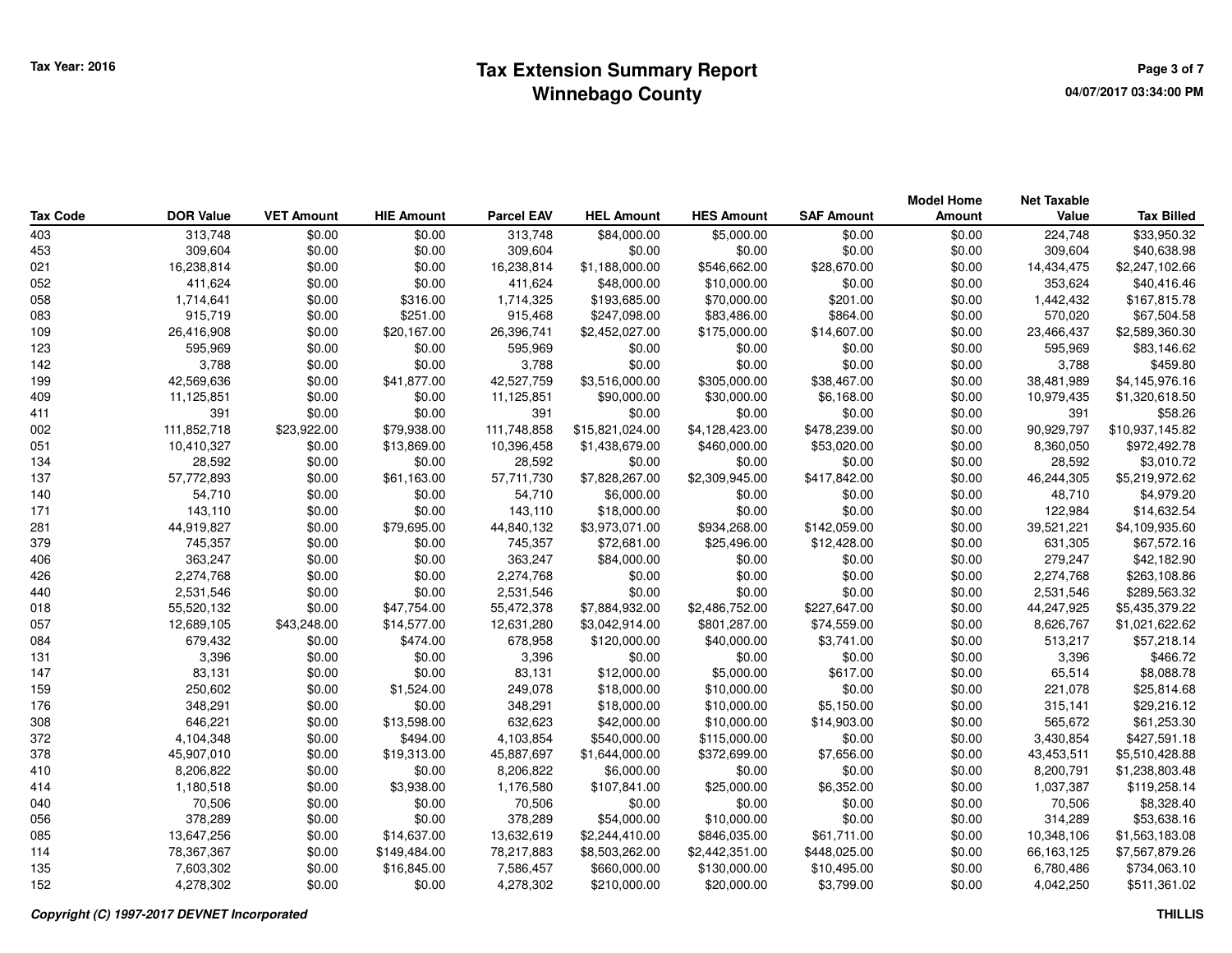# Tax Extension Summary Report
## Winnebago County

Tax Year: 2016

| Tax Code | DOR Value | VET Amount | HIE Amount | Parcel EAV | HEL Amount | HES Amount | SAF Amount | Model Home Amount | Net Taxable Value | Tax Billed |
|---|---|---|---|---|---|---|---|---|---|---|
| 403 | 313,748 | $0.00 | $0.00 | 313,748 | $84,000.00 | $5,000.00 | $0.00 | $0.00 | 224,748 | $33,950.32 |
| 453 | 309,604 | $0.00 | $0.00 | 309,604 | $0.00 | $0.00 | $0.00 | $0.00 | 309,604 | $40,638.98 |
| 021 | 16,238,814 | $0.00 | $0.00 | 16,238,814 | $1,188,000.00 | $546,662.00 | $28,670.00 | $0.00 | 14,434,475 | $2,247,102.66 |
| 052 | 411,624 | $0.00 | $0.00 | 411,624 | $48,000.00 | $10,000.00 | $0.00 | $0.00 | 353,624 | $40,416.46 |
| 058 | 1,714,641 | $0.00 | $316.00 | 1,714,325 | $193,685.00 | $70,000.00 | $201.00 | $0.00 | 1,442,432 | $167,815.78 |
| 083 | 915,719 | $0.00 | $251.00 | 915,468 | $247,098.00 | $83,486.00 | $864.00 | $0.00 | 570,020 | $67,504.58 |
| 109 | 26,416,908 | $0.00 | $20,167.00 | 26,396,741 | $2,452,027.00 | $175,000.00 | $14,607.00 | $0.00 | 23,466,437 | $2,589,360.30 |
| 123 | 595,969 | $0.00 | $0.00 | 595,969 | $0.00 | $0.00 | $0.00 | $0.00 | 595,969 | $83,146.62 |
| 142 | 3,788 | $0.00 | $0.00 | 3,788 | $0.00 | $0.00 | $0.00 | $0.00 | 3,788 | $459.80 |
| 199 | 42,569,636 | $0.00 | $41,877.00 | 42,527,759 | $3,516,000.00 | $305,000.00 | $38,467.00 | $0.00 | 38,481,989 | $4,145,976.16 |
| 409 | 11,125,851 | $0.00 | $0.00 | 11,125,851 | $90,000.00 | $30,000.00 | $6,168.00 | $0.00 | 10,979,435 | $1,320,618.50 |
| 411 | 391 | $0.00 | $0.00 | 391 | $0.00 | $0.00 | $0.00 | $0.00 | 391 | $58.26 |
| 002 | 111,852,718 | $23,922.00 | $79,938.00 | 111,748,858 | $15,821,024.00 | $4,128,423.00 | $478,239.00 | $0.00 | 90,929,797 | $10,937,145.82 |
| 051 | 10,410,327 | $0.00 | $13,869.00 | 10,396,458 | $1,438,679.00 | $460,000.00 | $53,020.00 | $0.00 | 8,360,050 | $972,492.78 |
| 134 | 28,592 | $0.00 | $0.00 | 28,592 | $0.00 | $0.00 | $0.00 | $0.00 | 28,592 | $3,010.72 |
| 137 | 57,772,893 | $0.00 | $61,163.00 | 57,711,730 | $7,828,267.00 | $2,309,945.00 | $417,842.00 | $0.00 | 46,244,305 | $5,219,972.62 |
| 140 | 54,710 | $0.00 | $0.00 | 54,710 | $6,000.00 | $0.00 | $0.00 | $0.00 | 48,710 | $4,979.20 |
| 171 | 143,110 | $0.00 | $0.00 | 143,110 | $18,000.00 | $0.00 | $0.00 | $0.00 | 122,984 | $14,632.54 |
| 281 | 44,919,827 | $0.00 | $79,695.00 | 44,840,132 | $3,973,071.00 | $934,268.00 | $142,059.00 | $0.00 | 39,521,221 | $4,109,935.60 |
| 379 | 745,357 | $0.00 | $0.00 | 745,357 | $72,681.00 | $25,496.00 | $12,428.00 | $0.00 | 631,305 | $67,572.16 |
| 406 | 363,247 | $0.00 | $0.00 | 363,247 | $84,000.00 | $0.00 | $0.00 | $0.00 | 279,247 | $42,182.90 |
| 426 | 2,274,768 | $0.00 | $0.00 | 2,274,768 | $0.00 | $0.00 | $0.00 | $0.00 | 2,274,768 | $263,108.86 |
| 440 | 2,531,546 | $0.00 | $0.00 | 2,531,546 | $0.00 | $0.00 | $0.00 | $0.00 | 2,531,546 | $289,563.32 |
| 018 | 55,520,132 | $0.00 | $47,754.00 | 55,472,378 | $7,884,932.00 | $2,486,752.00 | $227,647.00 | $0.00 | 44,247,925 | $5,435,379.22 |
| 057 | 12,689,105 | $43,248.00 | $14,577.00 | 12,631,280 | $3,042,914.00 | $801,287.00 | $74,559.00 | $0.00 | 8,626,767 | $1,021,622.62 |
| 084 | 679,432 | $0.00 | $474.00 | 678,958 | $120,000.00 | $40,000.00 | $3,741.00 | $0.00 | 513,217 | $57,218.14 |
| 131 | 3,396 | $0.00 | $0.00 | 3,396 | $0.00 | $0.00 | $0.00 | $0.00 | 3,396 | $466.72 |
| 147 | 83,131 | $0.00 | $0.00 | 83,131 | $12,000.00 | $5,000.00 | $617.00 | $0.00 | 65,514 | $8,088.78 |
| 159 | 250,602 | $0.00 | $1,524.00 | 249,078 | $18,000.00 | $10,000.00 | $0.00 | $0.00 | 221,078 | $25,814.68 |
| 176 | 348,291 | $0.00 | $0.00 | 348,291 | $18,000.00 | $10,000.00 | $5,150.00 | $0.00 | 315,141 | $29,216.12 |
| 308 | 646,221 | $0.00 | $13,598.00 | 632,623 | $42,000.00 | $10,000.00 | $14,903.00 | $0.00 | 565,672 | $61,253.30 |
| 372 | 4,104,348 | $0.00 | $494.00 | 4,103,854 | $540,000.00 | $115,000.00 | $0.00 | $0.00 | 3,430,854 | $427,591.18 |
| 378 | 45,907,010 | $0.00 | $19,313.00 | 45,887,697 | $1,644,000.00 | $372,699.00 | $7,656.00 | $0.00 | 43,453,511 | $5,510,428.88 |
| 410 | 8,206,822 | $0.00 | $0.00 | 8,206,822 | $6,000.00 | $0.00 | $0.00 | $0.00 | 8,200,791 | $1,238,803.48 |
| 414 | 1,180,518 | $0.00 | $3,938.00 | 1,176,580 | $107,841.00 | $25,000.00 | $6,352.00 | $0.00 | 1,037,387 | $119,258.14 |
| 040 | 70,506 | $0.00 | $0.00 | 70,506 | $0.00 | $0.00 | $0.00 | $0.00 | 70,506 | $8,328.40 |
| 056 | 378,289 | $0.00 | $0.00 | 378,289 | $54,000.00 | $10,000.00 | $0.00 | $0.00 | 314,289 | $53,638.16 |
| 085 | 13,647,256 | $0.00 | $14,637.00 | 13,632,619 | $2,244,410.00 | $846,035.00 | $61,711.00 | $0.00 | 10,348,106 | $1,563,183.08 |
| 114 | 78,367,367 | $0.00 | $149,484.00 | 78,217,883 | $8,503,262.00 | $2,442,351.00 | $448,025.00 | $0.00 | 66,163,125 | $7,567,879.26 |
| 135 | 7,603,302 | $0.00 | $16,845.00 | 7,586,457 | $660,000.00 | $130,000.00 | $10,495.00 | $0.00 | 6,780,486 | $734,063.10 |
| 152 | 4,278,302 | $0.00 | $0.00 | 4,278,302 | $210,000.00 | $20,000.00 | $3,799.00 | $0.00 | 4,042,250 | $511,361.02 |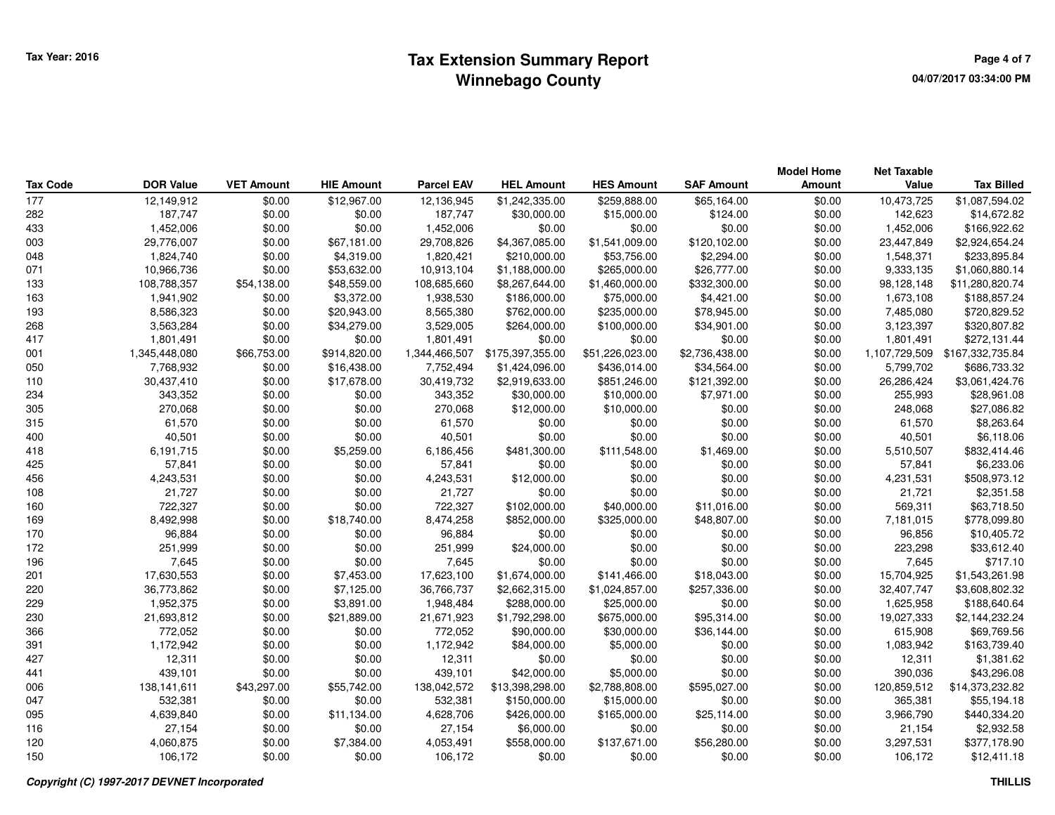# Tax Extension Summary Report
## Winnebago County

Tax Year: 2016

| Tax Code | DOR Value | VET Amount | HIE Amount | Parcel EAV | HEL Amount | HES Amount | SAF Amount | Model Home Amount | Net Taxable Value | Tax Billed |
|---|---|---|---|---|---|---|---|---|---|---|
| 177 | 12,149,912 | $0.00 | $12,967.00 | 12,136,945 | $1,242,335.00 | $259,888.00 | $65,164.00 | $0.00 | 10,473,725 | $1,087,594.02 |
| 282 | 187,747 | $0.00 | $0.00 | 187,747 | $30,000.00 | $15,000.00 | $124.00 | $0.00 | 142,623 | $14,672.82 |
| 433 | 1,452,006 | $0.00 | $0.00 | 1,452,006 | $0.00 | $0.00 | $0.00 | $0.00 | 1,452,006 | $166,922.62 |
| 003 | 29,776,007 | $0.00 | $67,181.00 | 29,708,826 | $4,367,085.00 | $1,541,009.00 | $120,102.00 | $0.00 | 23,447,849 | $2,924,654.24 |
| 048 | 1,824,740 | $0.00 | $4,319.00 | 1,820,421 | $210,000.00 | $53,756.00 | $2,294.00 | $0.00 | 1,548,371 | $233,895.84 |
| 071 | 10,966,736 | $0.00 | $53,632.00 | 10,913,104 | $1,188,000.00 | $265,000.00 | $26,777.00 | $0.00 | 9,333,135 | $1,060,880.14 |
| 133 | 108,788,357 | $54,138.00 | $48,559.00 | 108,685,660 | $8,267,644.00 | $1,460,000.00 | $332,300.00 | $0.00 | 98,128,148 | $11,280,820.74 |
| 163 | 1,941,902 | $0.00 | $3,372.00 | 1,938,530 | $186,000.00 | $75,000.00 | $4,421.00 | $0.00 | 1,673,108 | $188,857.24 |
| 193 | 8,586,323 | $0.00 | $20,943.00 | 8,565,380 | $762,000.00 | $235,000.00 | $78,945.00 | $0.00 | 7,485,080 | $720,829.52 |
| 268 | 3,563,284 | $0.00 | $34,279.00 | 3,529,005 | $264,000.00 | $100,000.00 | $34,901.00 | $0.00 | 3,123,397 | $320,807.82 |
| 417 | 1,801,491 | $0.00 | $0.00 | 1,801,491 | $0.00 | $0.00 | $0.00 | $0.00 | 1,801,491 | $272,131.44 |
| 001 | 1,345,448,080 | $66,753.00 | $914,820.00 | 1,344,466,507 | $175,397,355.00 | $51,226,023.00 | $2,736,438.00 | $0.00 | 1,107,729,509 | $167,332,735.84 |
| 050 | 7,768,932 | $0.00 | $16,438.00 | 7,752,494 | $1,424,096.00 | $436,014.00 | $34,564.00 | $0.00 | 5,799,702 | $686,733.32 |
| 110 | 30,437,410 | $0.00 | $17,678.00 | 30,419,732 | $2,919,633.00 | $851,246.00 | $121,392.00 | $0.00 | 26,286,424 | $3,061,424.76 |
| 234 | 343,352 | $0.00 | $0.00 | 343,352 | $30,000.00 | $10,000.00 | $7,971.00 | $0.00 | 255,993 | $28,961.08 |
| 305 | 270,068 | $0.00 | $0.00 | 270,068 | $12,000.00 | $10,000.00 | $0.00 | $0.00 | 248,068 | $27,086.82 |
| 315 | 61,570 | $0.00 | $0.00 | 61,570 | $0.00 | $0.00 | $0.00 | $0.00 | 61,570 | $8,263.64 |
| 400 | 40,501 | $0.00 | $0.00 | 40,501 | $0.00 | $0.00 | $0.00 | $0.00 | 40,501 | $6,118.06 |
| 418 | 6,191,715 | $0.00 | $5,259.00 | 6,186,456 | $481,300.00 | $111,548.00 | $1,469.00 | $0.00 | 5,510,507 | $832,414.46 |
| 425 | 57,841 | $0.00 | $0.00 | 57,841 | $0.00 | $0.00 | $0.00 | $0.00 | 57,841 | $6,233.06 |
| 456 | 4,243,531 | $0.00 | $0.00 | 4,243,531 | $12,000.00 | $0.00 | $0.00 | $0.00 | 4,231,531 | $508,973.12 |
| 108 | 21,727 | $0.00 | $0.00 | 21,727 | $0.00 | $0.00 | $0.00 | $0.00 | 21,721 | $2,351.58 |
| 160 | 722,327 | $0.00 | $0.00 | 722,327 | $102,000.00 | $40,000.00 | $11,016.00 | $0.00 | 569,311 | $63,718.50 |
| 169 | 8,492,998 | $0.00 | $18,740.00 | 8,474,258 | $852,000.00 | $325,000.00 | $48,807.00 | $0.00 | 7,181,015 | $778,099.80 |
| 170 | 96,884 | $0.00 | $0.00 | 96,884 | $0.00 | $0.00 | $0.00 | $0.00 | 96,856 | $10,405.72 |
| 172 | 251,999 | $0.00 | $0.00 | 251,999 | $24,000.00 | $0.00 | $0.00 | $0.00 | 223,298 | $33,612.40 |
| 196 | 7,645 | $0.00 | $0.00 | 7,645 | $0.00 | $0.00 | $0.00 | $0.00 | 7,645 | $717.10 |
| 201 | 17,630,553 | $0.00 | $7,453.00 | 17,623,100 | $1,674,000.00 | $141,466.00 | $18,043.00 | $0.00 | 15,704,925 | $1,543,261.98 |
| 220 | 36,773,862 | $0.00 | $7,125.00 | 36,766,737 | $2,662,315.00 | $1,024,857.00 | $257,336.00 | $0.00 | 32,407,747 | $3,608,802.32 |
| 229 | 1,952,375 | $0.00 | $3,891.00 | 1,948,484 | $288,000.00 | $25,000.00 | $0.00 | $0.00 | 1,625,958 | $188,640.64 |
| 230 | 21,693,812 | $0.00 | $21,889.00 | 21,671,923 | $1,792,298.00 | $675,000.00 | $95,314.00 | $0.00 | 19,027,333 | $2,144,232.24 |
| 366 | 772,052 | $0.00 | $0.00 | 772,052 | $90,000.00 | $30,000.00 | $36,144.00 | $0.00 | 615,908 | $69,769.56 |
| 391 | 1,172,942 | $0.00 | $0.00 | 1,172,942 | $84,000.00 | $5,000.00 | $0.00 | $0.00 | 1,083,942 | $163,739.40 |
| 427 | 12,311 | $0.00 | $0.00 | 12,311 | $0.00 | $0.00 | $0.00 | $0.00 | 12,311 | $1,381.62 |
| 441 | 439,101 | $0.00 | $0.00 | 439,101 | $42,000.00 | $5,000.00 | $0.00 | $0.00 | 390,036 | $43,296.08 |
| 006 | 138,141,611 | $43,297.00 | $55,742.00 | 138,042,572 | $13,398,298.00 | $2,788,808.00 | $595,027.00 | $0.00 | 120,859,512 | $14,373,232.82 |
| 047 | 532,381 | $0.00 | $0.00 | 532,381 | $150,000.00 | $15,000.00 | $0.00 | $0.00 | 365,381 | $55,194.18 |
| 095 | 4,639,840 | $0.00 | $11,134.00 | 4,628,706 | $426,000.00 | $165,000.00 | $25,114.00 | $0.00 | 3,966,790 | $440,334.20 |
| 116 | 27,154 | $0.00 | $0.00 | 27,154 | $6,000.00 | $0.00 | $0.00 | $0.00 | 21,154 | $2,932.58 |
| 120 | 4,060,875 | $0.00 | $7,384.00 | 4,053,491 | $558,000.00 | $137,671.00 | $56,280.00 | $0.00 | 3,297,531 | $377,178.90 |
| 150 | 106,172 | $0.00 | $0.00 | 106,172 | $0.00 | $0.00 | $0.00 | $0.00 | 106,172 | $12,411.18 |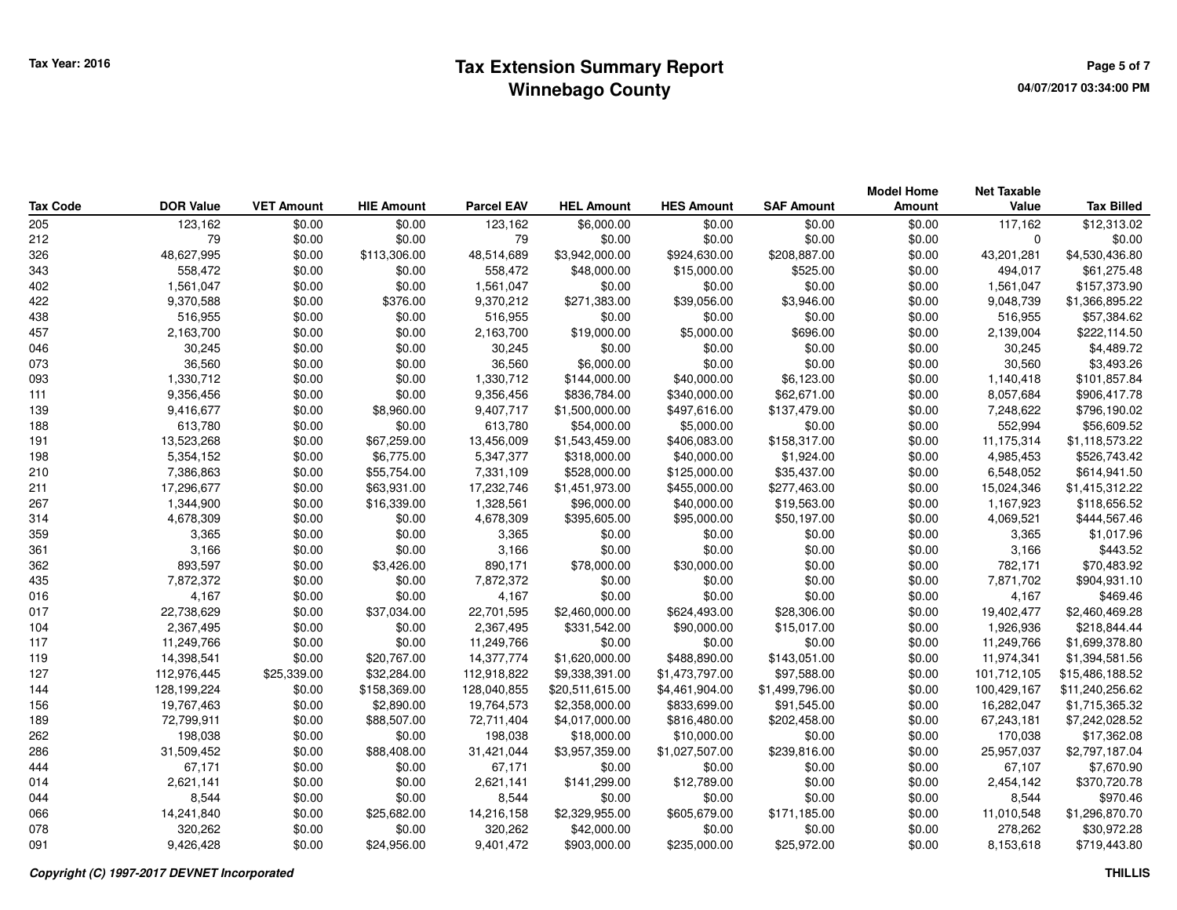# Tax Extension Summary Report
## Winnebago County

Tax Year: 2016

| Tax Code | DOR Value | VET Amount | HIE Amount | Parcel EAV | HEL Amount | HES Amount | SAF Amount | Model Home Amount | Net Taxable Value | Tax Billed |
|---|---|---|---|---|---|---|---|---|---|---|
| 205 | 123,162 | $0.00 | $0.00 | 123,162 | $6,000.00 | $0.00 | $0.00 | $0.00 | 117,162 | $12,313.02 |
| 212 | 79 | $0.00 | $0.00 | 79 | $0.00 | $0.00 | $0.00 | $0.00 | 0 | $0.00 |
| 326 | 48,627,995 | $0.00 | $113,306.00 | 48,514,689 | $3,942,000.00 | $924,630.00 | $208,887.00 | $0.00 | 43,201,281 | $4,530,436.80 |
| 343 | 558,472 | $0.00 | $0.00 | 558,472 | $48,000.00 | $15,000.00 | $525.00 | $0.00 | 494,017 | $61,275.48 |
| 402 | 1,561,047 | $0.00 | $0.00 | 1,561,047 | $0.00 | $0.00 | $0.00 | $0.00 | 1,561,047 | $157,373.90 |
| 422 | 9,370,588 | $0.00 | $376.00 | 9,370,212 | $271,383.00 | $39,056.00 | $3,946.00 | $0.00 | 9,048,739 | $1,366,895.22 |
| 438 | 516,955 | $0.00 | $0.00 | 516,955 | $0.00 | $0.00 | $0.00 | $0.00 | 516,955 | $57,384.62 |
| 457 | 2,163,700 | $0.00 | $0.00 | 2,163,700 | $19,000.00 | $5,000.00 | $696.00 | $0.00 | 2,139,004 | $222,114.50 |
| 046 | 30,245 | $0.00 | $0.00 | 30,245 | $0.00 | $0.00 | $0.00 | $0.00 | 30,245 | $4,489.72 |
| 073 | 36,560 | $0.00 | $0.00 | 36,560 | $6,000.00 | $0.00 | $0.00 | $0.00 | 30,560 | $3,493.26 |
| 093 | 1,330,712 | $0.00 | $0.00 | 1,330,712 | $144,000.00 | $40,000.00 | $6,123.00 | $0.00 | 1,140,418 | $101,857.84 |
| 111 | 9,356,456 | $0.00 | $0.00 | 9,356,456 | $836,784.00 | $340,000.00 | $62,671.00 | $0.00 | 8,057,684 | $906,417.78 |
| 139 | 9,416,677 | $0.00 | $8,960.00 | 9,407,717 | $1,500,000.00 | $497,616.00 | $137,479.00 | $0.00 | 7,248,622 | $796,190.02 |
| 188 | 613,780 | $0.00 | $0.00 | 613,780 | $54,000.00 | $5,000.00 | $0.00 | $0.00 | 552,994 | $56,609.52 |
| 191 | 13,523,268 | $0.00 | $67,259.00 | 13,456,009 | $1,543,459.00 | $406,083.00 | $158,317.00 | $0.00 | 11,175,314 | $1,118,573.22 |
| 198 | 5,354,152 | $0.00 | $6,775.00 | 5,347,377 | $318,000.00 | $40,000.00 | $1,924.00 | $0.00 | 4,985,453 | $526,743.42 |
| 210 | 7,386,863 | $0.00 | $55,754.00 | 7,331,109 | $528,000.00 | $125,000.00 | $35,437.00 | $0.00 | 6,548,052 | $614,941.50 |
| 211 | 17,296,677 | $0.00 | $63,931.00 | 17,232,746 | $1,451,973.00 | $455,000.00 | $277,463.00 | $0.00 | 15,024,346 | $1,415,312.22 |
| 267 | 1,344,900 | $0.00 | $16,339.00 | 1,328,561 | $96,000.00 | $40,000.00 | $19,563.00 | $0.00 | 1,167,923 | $118,656.52 |
| 314 | 4,678,309 | $0.00 | $0.00 | 4,678,309 | $395,605.00 | $95,000.00 | $50,197.00 | $0.00 | 4,069,521 | $444,567.46 |
| 359 | 3,365 | $0.00 | $0.00 | 3,365 | $0.00 | $0.00 | $0.00 | $0.00 | 3,365 | $1,017.96 |
| 361 | 3,166 | $0.00 | $0.00 | 3,166 | $0.00 | $0.00 | $0.00 | $0.00 | 3,166 | $443.52 |
| 362 | 893,597 | $0.00 | $3,426.00 | 890,171 | $78,000.00 | $30,000.00 | $0.00 | $0.00 | 782,171 | $70,483.92 |
| 435 | 7,872,372 | $0.00 | $0.00 | 7,872,372 | $0.00 | $0.00 | $0.00 | $0.00 | 7,871,702 | $904,931.10 |
| 016 | 4,167 | $0.00 | $0.00 | 4,167 | $0.00 | $0.00 | $0.00 | $0.00 | 4,167 | $469.46 |
| 017 | 22,738,629 | $0.00 | $37,034.00 | 22,701,595 | $2,460,000.00 | $624,493.00 | $28,306.00 | $0.00 | 19,402,477 | $2,460,469.28 |
| 104 | 2,367,495 | $0.00 | $0.00 | 2,367,495 | $331,542.00 | $90,000.00 | $15,017.00 | $0.00 | 1,926,936 | $218,844.44 |
| 117 | 11,249,766 | $0.00 | $0.00 | 11,249,766 | $0.00 | $0.00 | $0.00 | $0.00 | 11,249,766 | $1,699,378.80 |
| 119 | 14,398,541 | $0.00 | $20,767.00 | 14,377,774 | $1,620,000.00 | $488,890.00 | $143,051.00 | $0.00 | 11,974,341 | $1,394,581.56 |
| 127 | 112,976,445 | $25,339.00 | $32,284.00 | 112,918,822 | $9,338,391.00 | $1,473,797.00 | $97,588.00 | $0.00 | 101,712,105 | $15,486,188.52 |
| 144 | 128,199,224 | $0.00 | $158,369.00 | 128,040,855 | $20,511,615.00 | $4,461,904.00 | $1,499,796.00 | $0.00 | 100,429,167 | $11,240,256.62 |
| 156 | 19,767,463 | $0.00 | $2,890.00 | 19,764,573 | $2,358,000.00 | $833,699.00 | $91,545.00 | $0.00 | 16,282,047 | $1,715,365.32 |
| 189 | 72,799,911 | $0.00 | $88,507.00 | 72,711,404 | $4,017,000.00 | $816,480.00 | $202,458.00 | $0.00 | 67,243,181 | $7,242,028.52 |
| 262 | 198,038 | $0.00 | $0.00 | 198,038 | $18,000.00 | $10,000.00 | $0.00 | $0.00 | 170,038 | $17,362.08 |
| 286 | 31,509,452 | $0.00 | $88,408.00 | 31,421,044 | $3,957,359.00 | $1,027,507.00 | $239,816.00 | $0.00 | 25,957,037 | $2,797,187.04 |
| 444 | 67,171 | $0.00 | $0.00 | 67,171 | $0.00 | $0.00 | $0.00 | $0.00 | 67,107 | $7,670.90 |
| 014 | 2,621,141 | $0.00 | $0.00 | 2,621,141 | $141,299.00 | $12,789.00 | $0.00 | $0.00 | 2,454,142 | $370,720.78 |
| 044 | 8,544 | $0.00 | $0.00 | 8,544 | $0.00 | $0.00 | $0.00 | $0.00 | 8,544 | $970.46 |
| 066 | 14,241,840 | $0.00 | $25,682.00 | 14,216,158 | $2,329,955.00 | $605,679.00 | $171,185.00 | $0.00 | 11,010,548 | $1,296,870.70 |
| 078 | 320,262 | $0.00 | $0.00 | 320,262 | $42,000.00 | $0.00 | $0.00 | $0.00 | 278,262 | $30,972.28 |
| 091 | 9,426,428 | $0.00 | $24,956.00 | 9,401,472 | $903,000.00 | $235,000.00 | $25,972.00 | $0.00 | 8,153,618 | $719,443.80 |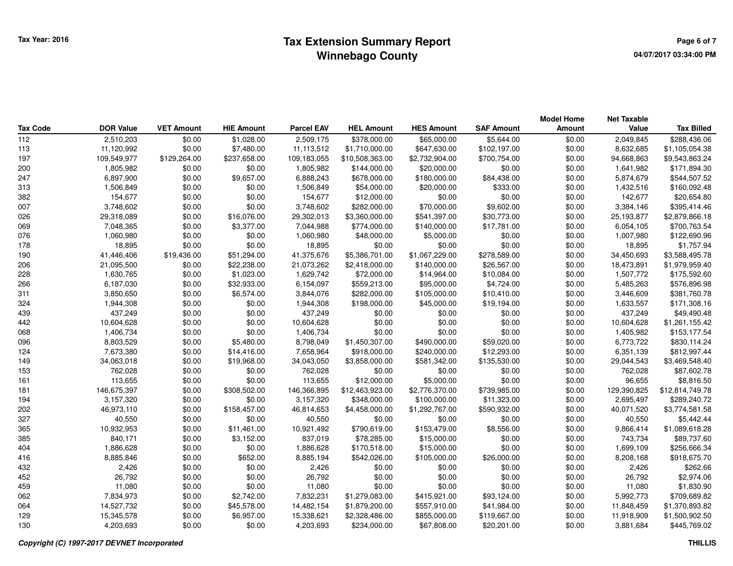# Tax Extension Summary Report
## Winnebago County

Tax Year: 2016

| Tax Code | DOR Value | VET Amount | HIE Amount | Parcel EAV | HEL Amount | HES Amount | SAF Amount | Model Home Amount | Net Taxable Value | Tax Billed |
|---|---|---|---|---|---|---|---|---|---|---|
| 112 | 2,510,203 | $0.00 | $1,028.00 | 2,509,175 | $378,000.00 | $65,000.00 | $5,644.00 | $0.00 | 2,049,845 | $288,436.06 |
| 113 | 11,120,992 | $0.00 | $7,480.00 | 11,113,512 | $1,710,000.00 | $647,630.00 | $102,197.00 | $0.00 | 8,632,685 | $1,105,054.38 |
| 197 | 109,549,977 | $129,264.00 | $237,658.00 | 109,183,055 | $10,508,363.00 | $2,732,904.00 | $700,754.00 | $0.00 | 94,668,863 | $9,543,863.24 |
| 200 | 1,805,982 | $0.00 | $0.00 | 1,805,982 | $144,000.00 | $20,000.00 | $0.00 | $0.00 | 1,641,982 | $171,894.30 |
| 247 | 6,897,900 | $0.00 | $9,657.00 | 6,888,243 | $678,000.00 | $180,000.00 | $84,438.00 | $0.00 | 5,874,679 | $544,507.52 |
| 313 | 1,506,849 | $0.00 | $0.00 | 1,506,849 | $54,000.00 | $20,000.00 | $333.00 | $0.00 | 1,432,516 | $160,092.48 |
| 382 | 154,677 | $0.00 | $0.00 | 154,677 | $12,000.00 | $0.00 | $0.00 | $0.00 | 142,677 | $20,654.80 |
| 007 | 3,748,602 | $0.00 | $0.00 | 3,748,602 | $282,000.00 | $70,000.00 | $9,602.00 | $0.00 | 3,384,146 | $395,414.46 |
| 026 | 29,318,089 | $0.00 | $16,076.00 | 29,302,013 | $3,360,000.00 | $541,397.00 | $30,773.00 | $0.00 | 25,193,877 | $2,879,866.18 |
| 069 | 7,048,365 | $0.00 | $3,377.00 | 7,044,988 | $774,000.00 | $140,000.00 | $17,781.00 | $0.00 | 6,054,105 | $700,763.54 |
| 076 | 1,060,980 | $0.00 | $0.00 | 1,060,980 | $48,000.00 | $5,000.00 | $0.00 | $0.00 | 1,007,980 | $122,690.96 |
| 178 | 18,895 | $0.00 | $0.00 | 18,895 | $0.00 | $0.00 | $0.00 | $0.00 | 18,895 | $1,757.94 |
| 190 | 41,446,406 | $19,436.00 | $51,294.00 | 41,375,676 | $5,386,701.00 | $1,067,229.00 | $278,589.00 | $0.00 | 34,450,693 | $3,588,495.78 |
| 206 | 21,095,500 | $0.00 | $22,238.00 | 21,073,262 | $2,418,000.00 | $140,000.00 | $26,567.00 | $0.00 | 18,473,891 | $1,979,959.40 |
| 228 | 1,630,765 | $0.00 | $1,023.00 | 1,629,742 | $72,000.00 | $14,964.00 | $10,084.00 | $0.00 | 1,507,772 | $175,592.60 |
| 266 | 6,187,030 | $0.00 | $32,933.00 | 6,154,097 | $559,213.00 | $95,000.00 | $4,724.00 | $0.00 | 5,485,263 | $576,896.98 |
| 311 | 3,850,650 | $0.00 | $6,574.00 | 3,844,076 | $282,000.00 | $105,000.00 | $10,410.00 | $0.00 | 3,446,609 | $381,760.78 |
| 324 | 1,944,308 | $0.00 | $0.00 | 1,944,308 | $198,000.00 | $45,000.00 | $19,194.00 | $0.00 | 1,633,557 | $171,308.16 |
| 439 | 437,249 | $0.00 | $0.00 | 437,249 | $0.00 | $0.00 | $0.00 | $0.00 | 437,249 | $49,490.48 |
| 442 | 10,604,628 | $0.00 | $0.00 | 10,604,628 | $0.00 | $0.00 | $0.00 | $0.00 | 10,604,628 | $1,261,155.42 |
| 068 | 1,406,734 | $0.00 | $0.00 | 1,406,734 | $0.00 | $0.00 | $0.00 | $0.00 | 1,405,982 | $153,177.54 |
| 096 | 8,803,529 | $0.00 | $5,480.00 | 8,798,049 | $1,450,307.00 | $490,000.00 | $59,020.00 | $0.00 | 6,773,722 | $830,114.24 |
| 124 | 7,673,380 | $0.00 | $14,416.00 | 7,658,964 | $918,000.00 | $240,000.00 | $12,293.00 | $0.00 | 6,351,139 | $812,997.44 |
| 149 | 34,063,018 | $0.00 | $19,968.00 | 34,043,050 | $3,858,000.00 | $581,342.00 | $135,530.00 | $0.00 | 29,044,543 | $3,469,548.40 |
| 153 | 762,028 | $0.00 | $0.00 | 762,028 | $0.00 | $0.00 | $0.00 | $0.00 | 762,028 | $87,602.78 |
| 161 | 113,655 | $0.00 | $0.00 | 113,655 | $12,000.00 | $5,000.00 | $0.00 | $0.00 | 96,655 | $8,816.50 |
| 181 | 146,675,397 | $0.00 | $308,502.00 | 146,366,895 | $12,463,923.00 | $2,776,370.00 | $739,985.00 | $0.00 | 129,390,825 | $12,814,749.78 |
| 194 | 3,157,320 | $0.00 | $0.00 | 3,157,320 | $348,000.00 | $100,000.00 | $11,323.00 | $0.00 | 2,695,497 | $289,240.72 |
| 202 | 46,973,110 | $0.00 | $158,457.00 | 46,814,653 | $4,458,000.00 | $1,292,767.00 | $590,932.00 | $0.00 | 40,071,520 | $3,774,581.58 |
| 327 | 40,550 | $0.00 | $0.00 | 40,550 | $0.00 | $0.00 | $0.00 | $0.00 | 40,550 | $5,442.44 |
| 365 | 10,932,953 | $0.00 | $11,461.00 | 10,921,492 | $790,619.00 | $153,479.00 | $8,556.00 | $0.00 | 9,866,414 | $1,089,618.28 |
| 385 | 840,171 | $0.00 | $3,152.00 | 837,019 | $78,285.00 | $15,000.00 | $0.00 | $0.00 | 743,734 | $89,737.60 |
| 404 | 1,886,628 | $0.00 | $0.00 | 1,886,628 | $170,518.00 | $15,000.00 | $0.00 | $0.00 | 1,699,109 | $256,666.34 |
| 416 | 8,885,846 | $0.00 | $652.00 | 8,885,194 | $542,026.00 | $105,000.00 | $26,000.00 | $0.00 | 8,208,168 | $918,675.70 |
| 432 | 2,426 | $0.00 | $0.00 | 2,426 | $0.00 | $0.00 | $0.00 | $0.00 | 2,426 | $262.66 |
| 452 | 26,792 | $0.00 | $0.00 | 26,792 | $0.00 | $0.00 | $0.00 | $0.00 | 26,792 | $2,974.06 |
| 459 | 11,080 | $0.00 | $0.00 | 11,080 | $0.00 | $0.00 | $0.00 | $0.00 | 11,080 | $1,830.90 |
| 062 | 7,834,973 | $0.00 | $2,742.00 | 7,832,231 | $1,279,083.00 | $415,921.00 | $93,124.00 | $0.00 | 5,992,773 | $709,689.82 |
| 064 | 14,527,732 | $0.00 | $45,578.00 | 14,482,154 | $1,879,200.00 | $557,910.00 | $41,984.00 | $0.00 | 11,848,459 | $1,370,893.82 |
| 129 | 15,345,578 | $0.00 | $6,957.00 | 15,338,621 | $2,328,486.00 | $855,000.00 | $119,667.00 | $0.00 | 11,918,909 | $1,500,902.50 |
| 130 | 4,203,693 | $0.00 | $0.00 | 4,203,693 | $234,000.00 | $67,808.00 | $20,201.00 | $0.00 | 3,881,684 | $445,769.02 |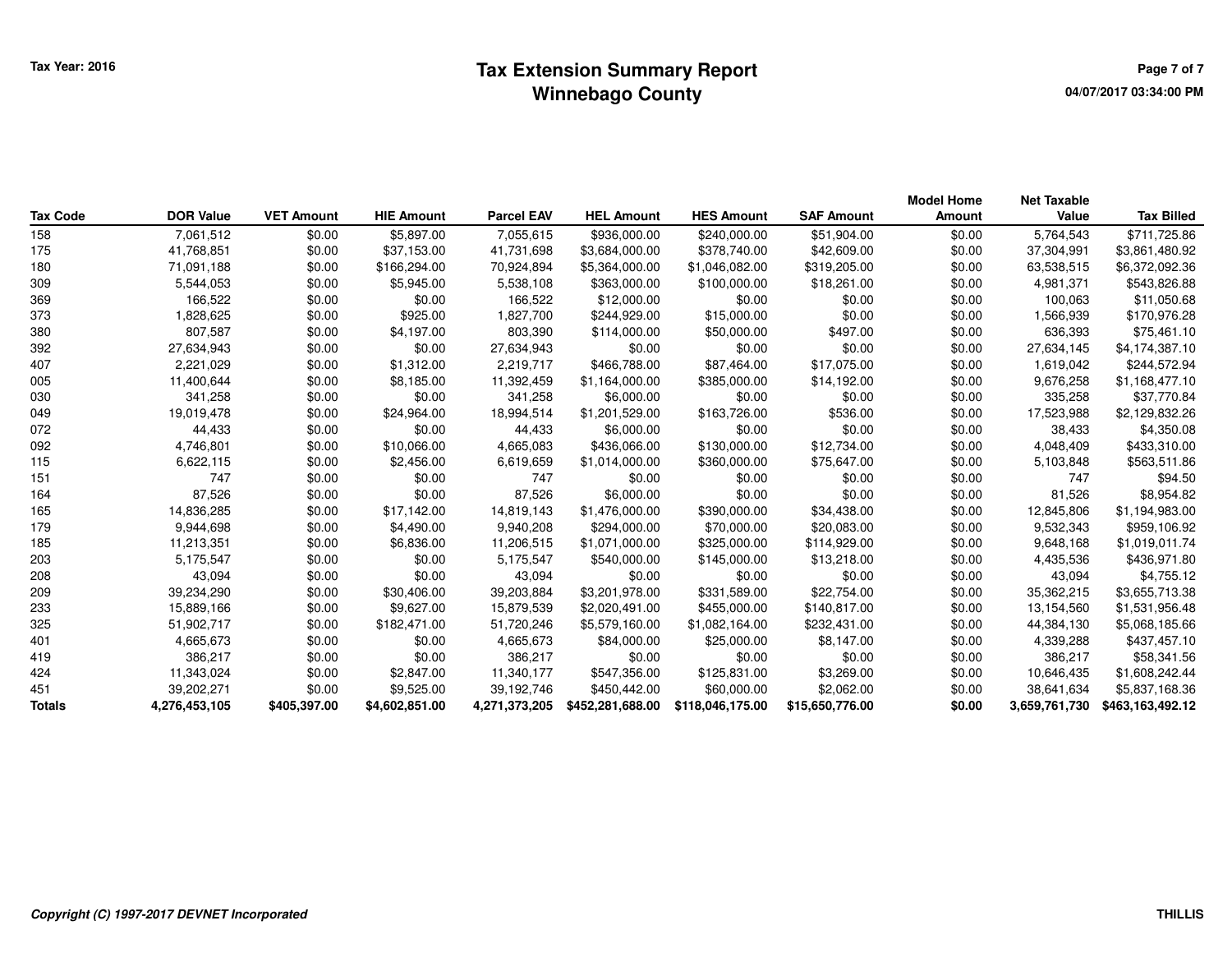# Tax Extension Summary Report
## Winnebago County

Tax Year: 2016

| Tax Code | DOR Value | VET Amount | HIE Amount | Parcel EAV | HEL Amount | HES Amount | SAF Amount | Model Home Amount | Net Taxable Value | Tax Billed |
|---|---|---|---|---|---|---|---|---|---|---|
| 158 | 7,061,512 | $0.00 | $5,897.00 | 7,055,615 | $936,000.00 | $240,000.00 | $51,904.00 | $0.00 | 5,764,543 | $711,725.86 |
| 175 | 41,768,851 | $0.00 | $37,153.00 | 41,731,698 | $3,684,000.00 | $378,740.00 | $42,609.00 | $0.00 | 37,304,991 | $3,861,480.92 |
| 180 | 71,091,188 | $0.00 | $166,294.00 | 70,924,894 | $5,364,000.00 | $1,046,082.00 | $319,205.00 | $0.00 | 63,538,515 | $6,372,092.36 |
| 309 | 5,544,053 | $0.00 | $5,945.00 | 5,538,108 | $363,000.00 | $100,000.00 | $18,261.00 | $0.00 | 4,981,371 | $543,826.88 |
| 369 | 166,522 | $0.00 | $0.00 | 166,522 | $12,000.00 | $0.00 | $0.00 | $0.00 | 100,063 | $11,050.68 |
| 373 | 1,828,625 | $0.00 | $925.00 | 1,827,700 | $244,929.00 | $15,000.00 | $0.00 | $0.00 | 1,566,939 | $170,976.28 |
| 380 | 807,587 | $0.00 | $4,197.00 | 803,390 | $114,000.00 | $50,000.00 | $497.00 | $0.00 | 636,393 | $75,461.10 |
| 392 | 27,634,943 | $0.00 | $0.00 | 27,634,943 | $0.00 | $0.00 | $0.00 | $0.00 | 27,634,145 | $4,174,387.10 |
| 407 | 2,221,029 | $0.00 | $1,312.00 | 2,219,717 | $466,788.00 | $87,464.00 | $17,075.00 | $0.00 | 1,619,042 | $244,572.94 |
| 005 | 11,400,644 | $0.00 | $8,185.00 | 11,392,459 | $1,164,000.00 | $385,000.00 | $14,192.00 | $0.00 | 9,676,258 | $1,168,477.10 |
| 030 | 341,258 | $0.00 | $0.00 | 341,258 | $6,000.00 | $0.00 | $0.00 | $0.00 | 335,258 | $37,770.84 |
| 049 | 19,019,478 | $0.00 | $24,964.00 | 18,994,514 | $1,201,529.00 | $163,726.00 | $536.00 | $0.00 | 17,523,988 | $2,129,832.26 |
| 072 | 44,433 | $0.00 | $0.00 | 44,433 | $6,000.00 | $0.00 | $0.00 | $0.00 | 38,433 | $4,350.08 |
| 092 | 4,746,801 | $0.00 | $10,066.00 | 4,665,083 | $436,066.00 | $130,000.00 | $12,734.00 | $0.00 | 4,048,409 | $433,310.00 |
| 115 | 6,622,115 | $0.00 | $2,456.00 | 6,619,659 | $1,014,000.00 | $360,000.00 | $75,647.00 | $0.00 | 5,103,848 | $563,511.86 |
| 151 | 747 | $0.00 | $0.00 | 747 | $0.00 | $0.00 | $0.00 | $0.00 | 747 | $94.50 |
| 164 | 87,526 | $0.00 | $0.00 | 87,526 | $6,000.00 | $0.00 | $0.00 | $0.00 | 81,526 | $8,954.82 |
| 165 | 14,836,285 | $0.00 | $17,142.00 | 14,819,143 | $1,476,000.00 | $390,000.00 | $34,438.00 | $0.00 | 12,845,806 | $1,194,983.00 |
| 179 | 9,944,698 | $0.00 | $4,490.00 | 9,940,208 | $294,000.00 | $70,000.00 | $20,083.00 | $0.00 | 9,532,343 | $959,106.92 |
| 185 | 11,213,351 | $0.00 | $6,836.00 | 11,206,515 | $1,071,000.00 | $325,000.00 | $114,929.00 | $0.00 | 9,648,168 | $1,019,011.74 |
| 203 | 5,175,547 | $0.00 | $0.00 | 5,175,547 | $540,000.00 | $145,000.00 | $13,218.00 | $0.00 | 4,435,536 | $436,971.80 |
| 208 | 43,094 | $0.00 | $0.00 | 43,094 | $0.00 | $0.00 | $0.00 | $0.00 | 43,094 | $4,755.12 |
| 209 | 39,234,290 | $0.00 | $30,406.00 | 39,203,884 | $3,201,978.00 | $331,589.00 | $22,754.00 | $0.00 | 35,362,215 | $3,655,713.38 |
| 233 | 15,889,166 | $0.00 | $9,627.00 | 15,879,539 | $2,020,491.00 | $455,000.00 | $140,817.00 | $0.00 | 13,154,560 | $1,531,956.48 |
| 325 | 51,902,717 | $0.00 | $182,471.00 | 51,720,246 | $5,579,160.00 | $1,082,164.00 | $232,431.00 | $0.00 | 44,384,130 | $5,068,185.66 |
| 401 | 4,665,673 | $0.00 | $0.00 | 4,665,673 | $84,000.00 | $25,000.00 | $8,147.00 | $0.00 | 4,339,288 | $437,457.10 |
| 419 | 386,217 | $0.00 | $0.00 | 386,217 | $0.00 | $0.00 | $0.00 | $0.00 | 386,217 | $58,341.56 |
| 424 | 11,343,024 | $0.00 | $2,847.00 | 11,340,177 | $547,356.00 | $125,831.00 | $3,269.00 | $0.00 | 10,646,435 | $1,608,242.44 |
| 451 | 39,202,271 | $0.00 | $9,525.00 | 39,192,746 | $450,442.00 | $60,000.00 | $2,062.00 | $0.00 | 38,641,634 | $5,837,168.36 |
| **Totals** | **4,276,453,105** | **$405,397.00** | **$4,602,851.00** | **4,271,373,205** | **$452,281,688.00** | **$118,046,175.00** | **$15,650,776.00** | **$0.00** | **3,659,761,730** | **$463,163,492.12** |

*Copyright (C) 1997-2017 DEVNET Incorporated*

**THILLIS**